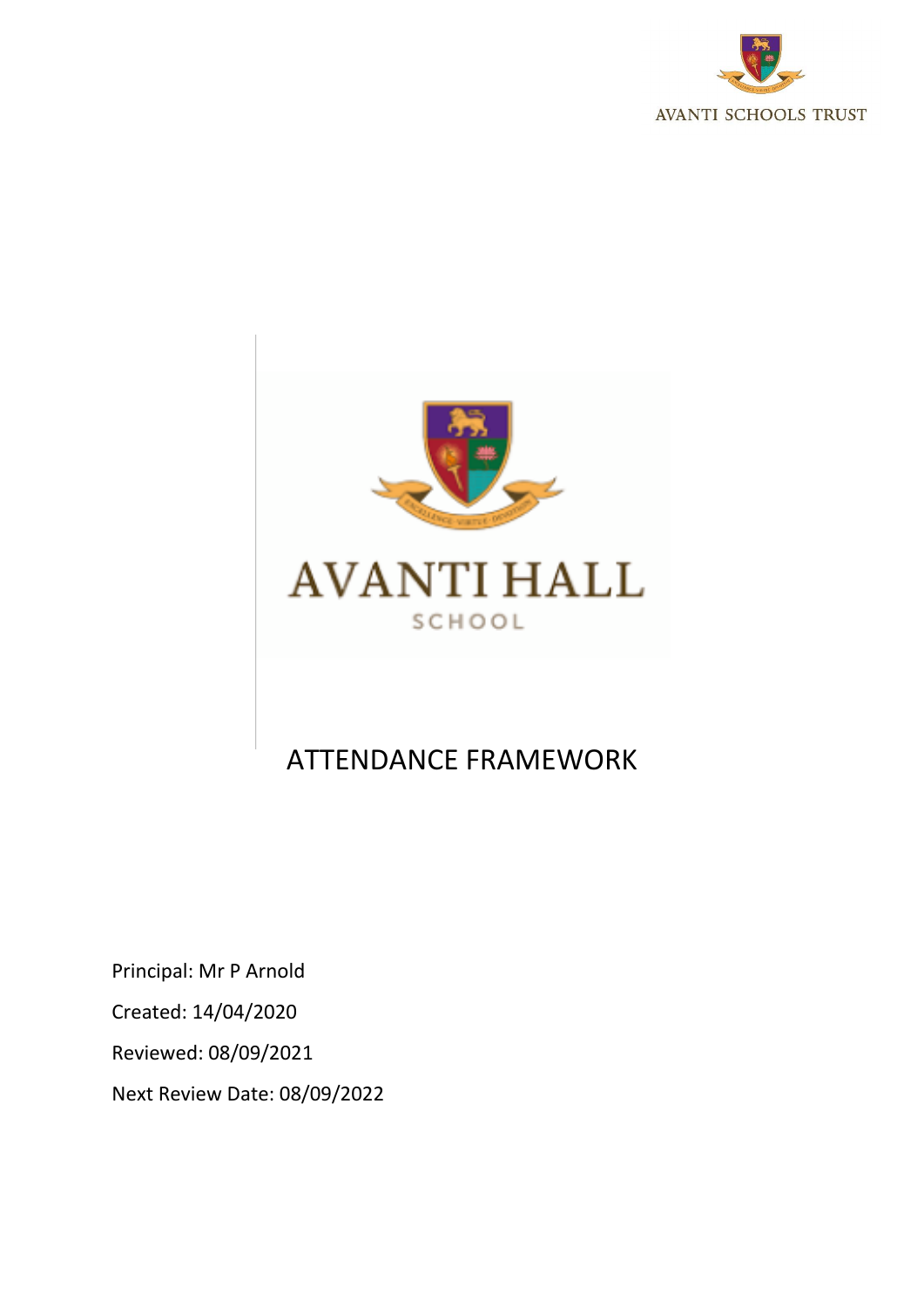AVANTI SCHOOLS TRUST

AVANTI HALL

SCHOOL

# ATTENDANCE FRAMEWORK

Principal: Mr P Arnold

Created: 14/04/2020

Reviewed: 08/09/2021

Next Review Date: 08/09/2022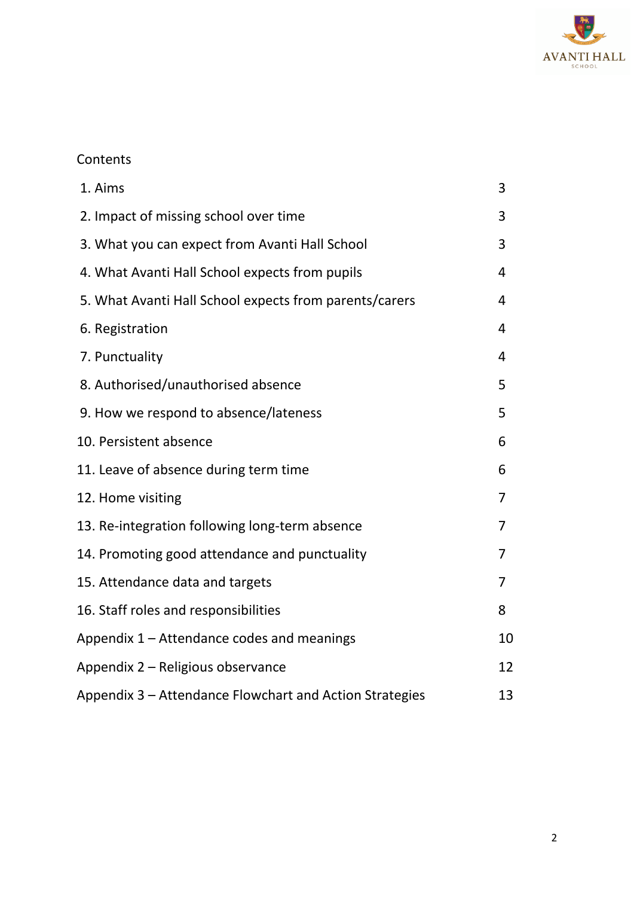Contents

| | |
|---|---|
| 1. Aims | 3 |
| 2. Impact of missing school over time | 3 |
| 3. What you can expect from Avanti Hall School | 3 |
| 4. What Avanti Hall School expects from pupils | 4 |
| 5. What Avanti Hall School expects from parents/carers | 4 |
| 6. Registration | 4 |
| 7. Punctuality | 4 |
| 8. Authorised/unauthorised absence | 5 |
| 9. How we respond to absence/lateness | 5 |
| 10. Persistent absence | 6 |
| 11. Leave of absence during term time | 6 |
| 12. Home visiting | 7 |
| 13. Re-integration following long-term absence | 7 |
| 14. Promoting good attendance and punctuality | 7 |
| 15. Attendance data and targets | 7 |
| 16. Staff roles and responsibilities | 8 |
| Appendix 1 – Attendance codes and meanings | 10 |
| Appendix 2 – Religious observance | 12 |
| Appendix 3 – Attendance Flowchart and Action Strategies | 13 |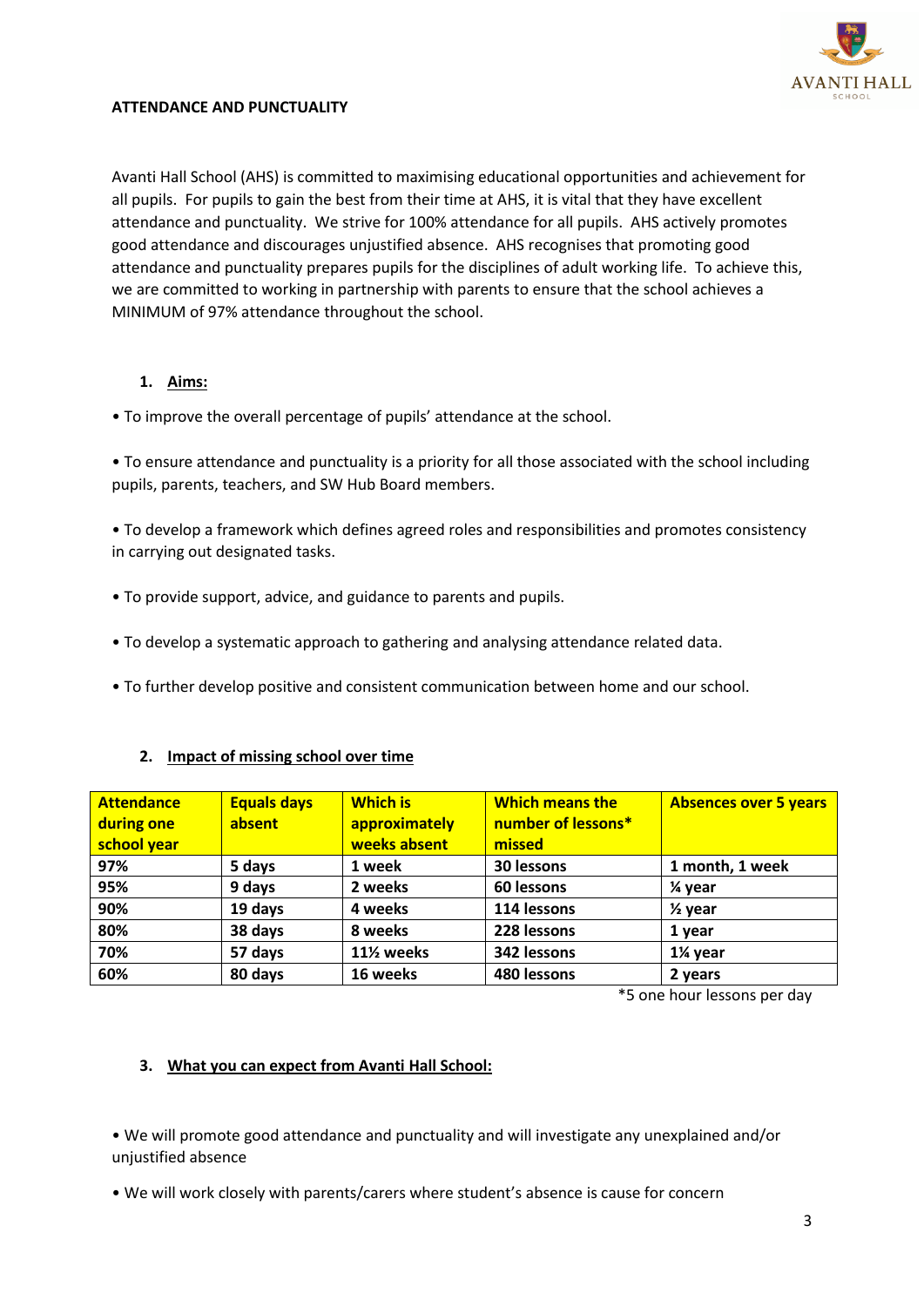**ATTENDANCE AND PUNCTUALITY**

Avanti Hall School (AHS) is committed to maximising educational opportunities and achievement for all pupils. For pupils to gain the best from their time at AHS, it is vital that they have excellent attendance and punctuality. We strive for 100% attendance for all pupils. AHS actively promotes good attendance and discourages unjustified absence. AHS recognises that promoting good attendance and punctuality prepares pupils for the disciplines of adult working life. To achieve this, we are committed to working in partnership with parents to ensure that the school achieves a MINIMUM of 97% attendance throughout the school.

## 1. Aims:

• To improve the overall percentage of pupils' attendance at the school.

• To ensure attendance and punctuality is a priority for all those associated with the school including pupils, parents, teachers, and SW Hub Board members.

• To develop a framework which defines agreed roles and responsibilities and promotes consistency in carrying out designated tasks.

• To provide support, advice, and guidance to parents and pupils.

• To develop a systematic approach to gathering and analysing attendance related data.

• To further develop positive and consistent communication between home and our school.

## 2. Impact of missing school over time

| Attendance during one school year | Equals days absent | Which is approximately weeks absent | Which means the number of lessons* missed | Absences over 5 years |
|---|---|---|---|---|
| **97%** | **5 days** | **1 week** | **30 lessons** | **1 month, 1 week** |
| **95%** | **9 days** | **2 weeks** | **60 lessons** | **¼ year** |
| **90%** | **19 days** | **4 weeks** | **114 lessons** | **½ year** |
| **80%** | **38 days** | **8 weeks** | **228 lessons** | **1 year** |
| **70%** | **57 days** | **11½ weeks** | **342 lessons** | **1¼ year** |
| **60%** | **80 days** | **16 weeks** | **480 lessons** | **2 years** |

*5 one hour lessons per day

## 3. What you can expect from Avanti Hall School:

• We will promote good attendance and punctuality and will investigate any unexplained and/or unjustified absence

• We will work closely with parents/carers where student's absence is cause for concern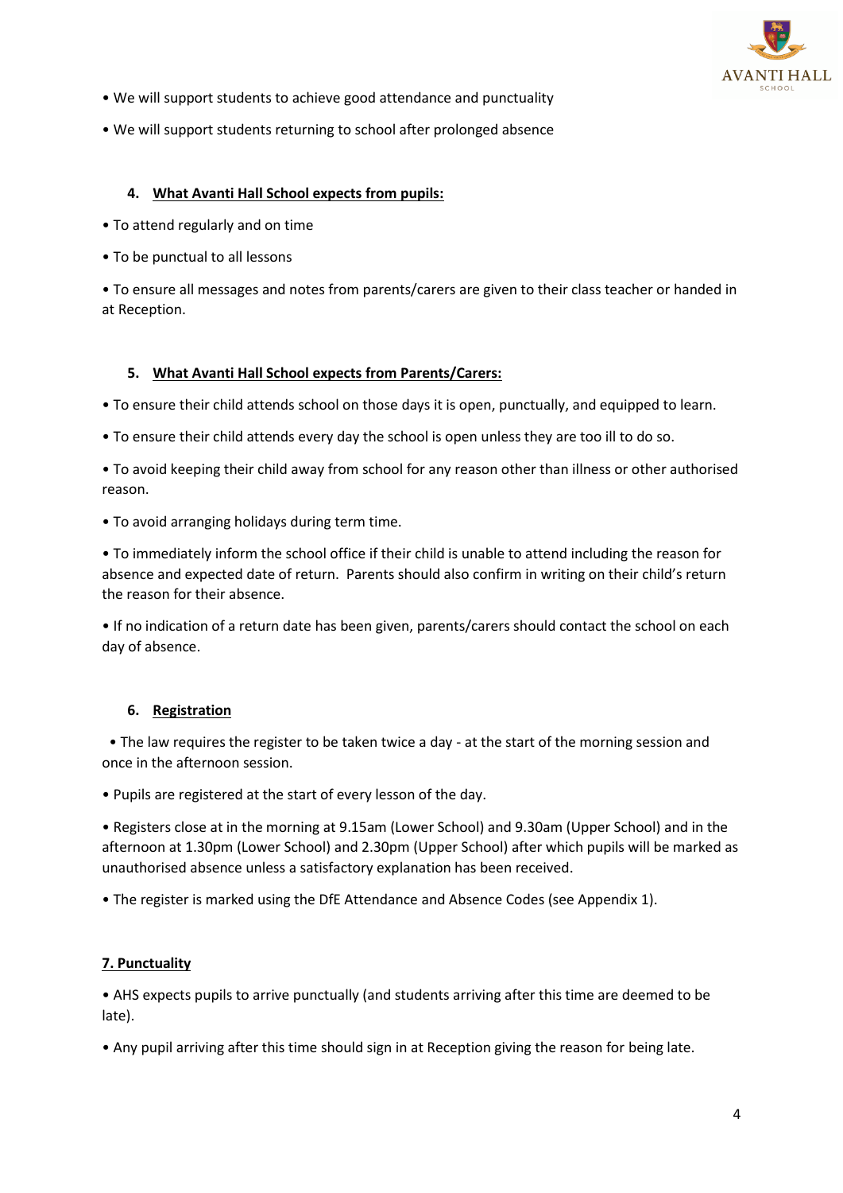• We will support students to achieve good attendance and punctuality

• We will support students returning to school after prolonged absence

## 4. What Avanti Hall School expects from pupils:

• To attend regularly and on time

• To be punctual to all lessons

• To ensure all messages and notes from parents/carers are given to their class teacher or handed in at Reception.

## 5. What Avanti Hall School expects from Parents/Carers:

• To ensure their child attends school on those days it is open, punctually, and equipped to learn.

• To ensure their child attends every day the school is open unless they are too ill to do so.

• To avoid keeping their child away from school for any reason other than illness or other authorised reason.

• To avoid arranging holidays during term time.

• To immediately inform the school office if their child is unable to attend including the reason for absence and expected date of return. Parents should also confirm in writing on their child's return the reason for their absence.

• If no indication of a return date has been given, parents/carers should contact the school on each day of absence.

## 6. Registration

• The law requires the register to be taken twice a day - at the start of the morning session and once in the afternoon session.

• Pupils are registered at the start of every lesson of the day.

• Registers close at in the morning at 9.15am (Lower School) and 9.30am (Upper School) and in the afternoon at 1.30pm (Lower School) and 2.30pm (Upper School) after which pupils will be marked as unauthorised absence unless a satisfactory explanation has been received.

• The register is marked using the DfE Attendance and Absence Codes (see Appendix 1).

## 7. Punctuality

• AHS expects pupils to arrive punctually (and students arriving after this time are deemed to be late).

• Any pupil arriving after this time should sign in at Reception giving the reason for being late.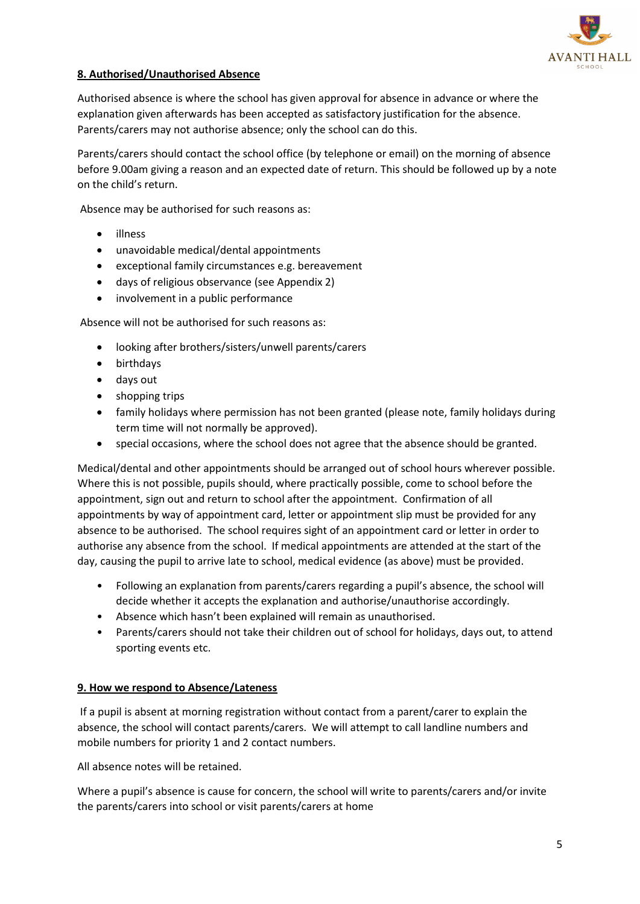## 8. Authorised/Unauthorised Absence

Authorised absence is where the school has given approval for absence in advance or where the explanation given afterwards has been accepted as satisfactory justification for the absence. Parents/carers may not authorise absence; only the school can do this.

Parents/carers should contact the school office (by telephone or email) on the morning of absence before 9.00am giving a reason and an expected date of return. This should be followed up by a note on the child's return.

Absence may be authorised for such reasons as:

- illness
- unavoidable medical/dental appointments
- exceptional family circumstances e.g. bereavement
- days of religious observance (see Appendix 2)
- involvement in a public performance

Absence will not be authorised for such reasons as:

- looking after brothers/sisters/unwell parents/carers
- birthdays
- days out
- shopping trips
- family holidays where permission has not been granted (please note, family holidays during term time will not normally be approved).
- special occasions, where the school does not agree that the absence should be granted.

Medical/dental and other appointments should be arranged out of school hours wherever possible. Where this is not possible, pupils should, where practically possible, come to school before the appointment, sign out and return to school after the appointment. Confirmation of all appointments by way of appointment card, letter or appointment slip must be provided for any absence to be authorised. The school requires sight of an appointment card or letter in order to authorise any absence from the school. If medical appointments are attended at the start of the day, causing the pupil to arrive late to school, medical evidence (as above) must be provided.

- Following an explanation from parents/carers regarding a pupil's absence, the school will decide whether it accepts the explanation and authorise/unauthorise accordingly.
- Absence which hasn't been explained will remain as unauthorised.
- Parents/carers should not take their children out of school for holidays, days out, to attend sporting events etc.

## 9. How we respond to Absence/Lateness

If a pupil is absent at morning registration without contact from a parent/carer to explain the absence, the school will contact parents/carers. We will attempt to call landline numbers and mobile numbers for priority 1 and 2 contact numbers.

All absence notes will be retained.

Where a pupil's absence is cause for concern, the school will write to parents/carers and/or invite the parents/carers into school or visit parents/carers at home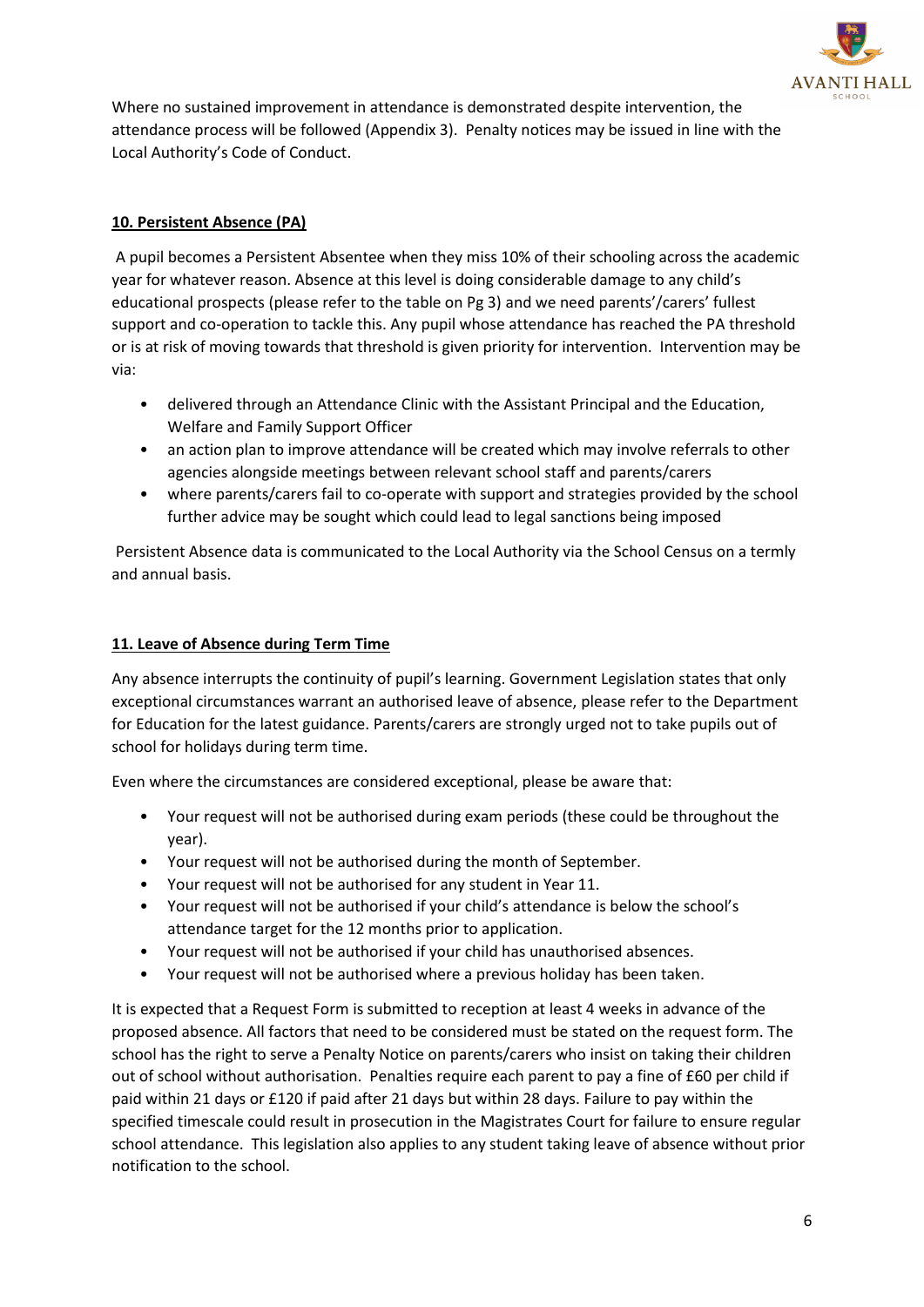Where no sustained improvement in attendance is demonstrated despite intervention, the attendance process will be followed (Appendix 3). Penalty notices may be issued in line with the Local Authority's Code of Conduct.

## 10. Persistent Absence (PA)

A pupil becomes a Persistent Absentee when they miss 10% of their schooling across the academic year for whatever reason. Absence at this level is doing considerable damage to any child's educational prospects (please refer to the table on Pg 3) and we need parents'/carers' fullest support and co-operation to tackle this. Any pupil whose attendance has reached the PA threshold or is at risk of moving towards that threshold is given priority for intervention. Intervention may be via:

- delivered through an Attendance Clinic with the Assistant Principal and the Education, Welfare and Family Support Officer
- an action plan to improve attendance will be created which may involve referrals to other agencies alongside meetings between relevant school staff and parents/carers
- where parents/carers fail to co-operate with support and strategies provided by the school further advice may be sought which could lead to legal sanctions being imposed

Persistent Absence data is communicated to the Local Authority via the School Census on a termly and annual basis.

## 11. Leave of Absence during Term Time

Any absence interrupts the continuity of pupil's learning. Government Legislation states that only exceptional circumstances warrant an authorised leave of absence, please refer to the Department for Education for the latest guidance. Parents/carers are strongly urged not to take pupils out of school for holidays during term time.

Even where the circumstances are considered exceptional, please be aware that:

- Your request will not be authorised during exam periods (these could be throughout the year).
- Your request will not be authorised during the month of September.
- Your request will not be authorised for any student in Year 11.
- Your request will not be authorised if your child's attendance is below the school's attendance target for the 12 months prior to application.
- Your request will not be authorised if your child has unauthorised absences.
- Your request will not be authorised where a previous holiday has been taken.

It is expected that a Request Form is submitted to reception at least 4 weeks in advance of the proposed absence. All factors that need to be considered must be stated on the request form. The school has the right to serve a Penalty Notice on parents/carers who insist on taking their children out of school without authorisation. Penalties require each parent to pay a fine of £60 per child if paid within 21 days or £120 if paid after 21 days but within 28 days. Failure to pay within the specified timescale could result in prosecution in the Magistrates Court for failure to ensure regular school attendance. This legislation also applies to any student taking leave of absence without prior notification to the school.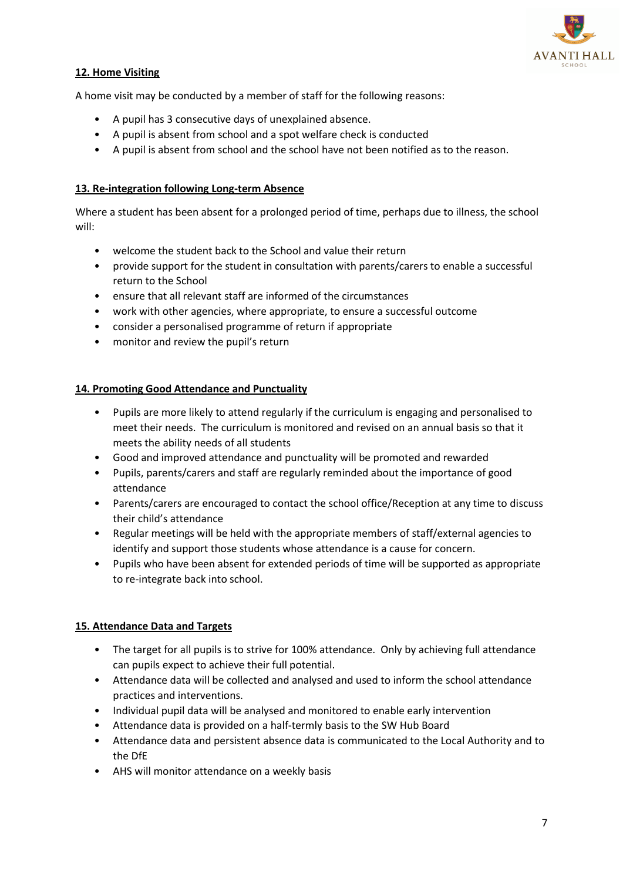## 12. Home Visiting

A home visit may be conducted by a member of staff for the following reasons:

- A pupil has 3 consecutive days of unexplained absence.
- A pupil is absent from school and a spot welfare check is conducted
- A pupil is absent from school and the school have not been notified as to the reason.

## 13. Re-integration following Long-term Absence

Where a student has been absent for a prolonged period of time, perhaps due to illness, the school will:

- welcome the student back to the School and value their return
- provide support for the student in consultation with parents/carers to enable a successful return to the School
- ensure that all relevant staff are informed of the circumstances
- work with other agencies, where appropriate, to ensure a successful outcome
- consider a personalised programme of return if appropriate
- monitor and review the pupil's return

## 14. Promoting Good Attendance and Punctuality

- Pupils are more likely to attend regularly if the curriculum is engaging and personalised to meet their needs. The curriculum is monitored and revised on an annual basis so that it meets the ability needs of all students
- Good and improved attendance and punctuality will be promoted and rewarded
- Pupils, parents/carers and staff are regularly reminded about the importance of good attendance
- Parents/carers are encouraged to contact the school office/Reception at any time to discuss their child's attendance
- Regular meetings will be held with the appropriate members of staff/external agencies to identify and support those students whose attendance is a cause for concern.
- Pupils who have been absent for extended periods of time will be supported as appropriate to re-integrate back into school.

## 15. Attendance Data and Targets

- The target for all pupils is to strive for 100% attendance. Only by achieving full attendance can pupils expect to achieve their full potential.
- Attendance data will be collected and analysed and used to inform the school attendance practices and interventions.
- Individual pupil data will be analysed and monitored to enable early intervention
- Attendance data is provided on a half-termly basis to the SW Hub Board
- Attendance data and persistent absence data is communicated to the Local Authority and to the DfE
- AHS will monitor attendance on a weekly basis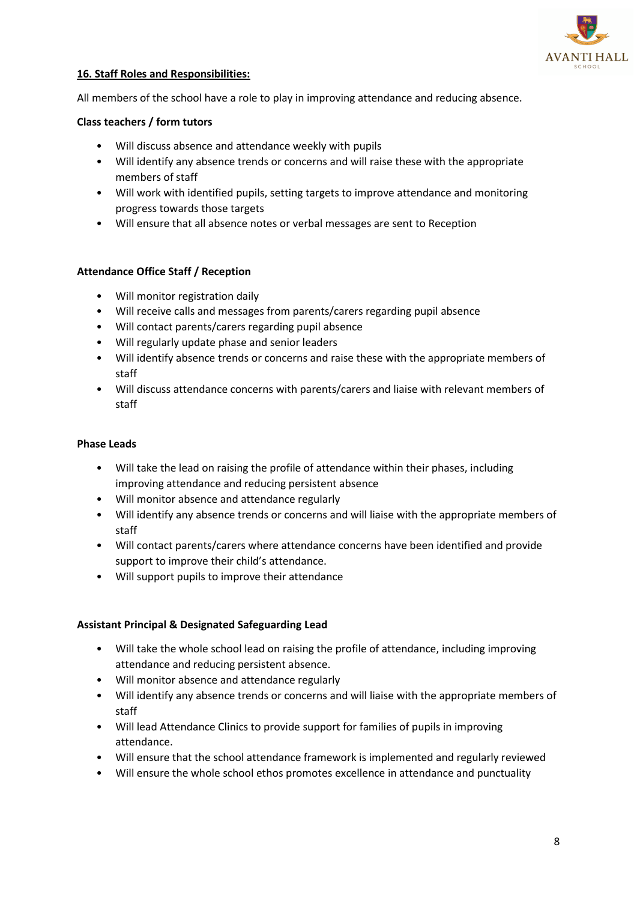## 16. Staff Roles and Responsibilities:

All members of the school have a role to play in improving attendance and reducing absence.

**Class teachers / form tutors**

- Will discuss absence and attendance weekly with pupils
- Will identify any absence trends or concerns and will raise these with the appropriate members of staff
- Will work with identified pupils, setting targets to improve attendance and monitoring progress towards those targets
- Will ensure that all absence notes or verbal messages are sent to Reception

**Attendance Office Staff / Reception**

- Will monitor registration daily
- Will receive calls and messages from parents/carers regarding pupil absence
- Will contact parents/carers regarding pupil absence
- Will regularly update phase and senior leaders
- Will identify absence trends or concerns and raise these with the appropriate members of staff
- Will discuss attendance concerns with parents/carers and liaise with relevant members of staff

**Phase Leads**

- Will take the lead on raising the profile of attendance within their phases, including improving attendance and reducing persistent absence
- Will monitor absence and attendance regularly
- Will identify any absence trends or concerns and will liaise with the appropriate members of staff
- Will contact parents/carers where attendance concerns have been identified and provide support to improve their child's attendance.
- Will support pupils to improve their attendance

**Assistant Principal & Designated Safeguarding Lead**

- Will take the whole school lead on raising the profile of attendance, including improving attendance and reducing persistent absence.
- Will monitor absence and attendance regularly
- Will identify any absence trends or concerns and will liaise with the appropriate members of staff
- Will lead Attendance Clinics to provide support for families of pupils in improving attendance.
- Will ensure that the school attendance framework is implemented and regularly reviewed
- Will ensure the whole school ethos promotes excellence in attendance and punctuality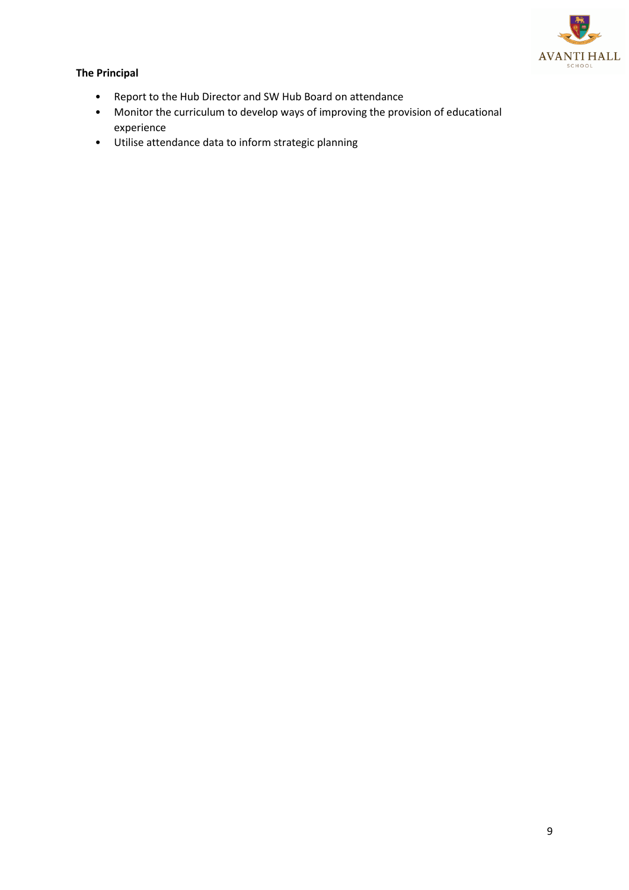**The Principal**

- Report to the Hub Director and SW Hub Board on attendance
- Monitor the curriculum to develop ways of improving the provision of educational experience
- Utilise attendance data to inform strategic planning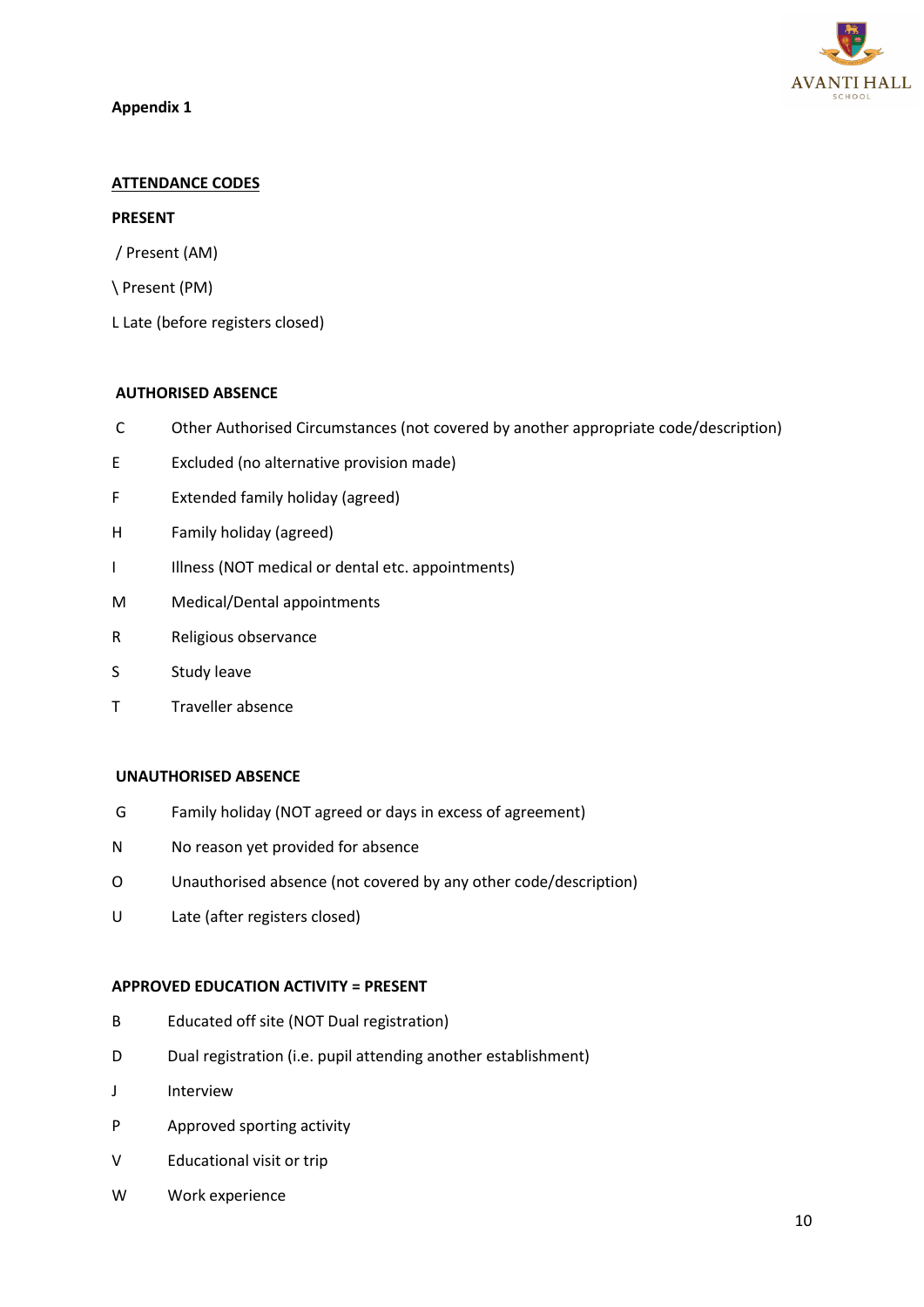**Appendix 1**

**ATTENDANCE CODES**

**PRESENT**

/ Present (AM)

\ Present (PM)

L Late (before registers closed)

**AUTHORISED ABSENCE**

C Other Authorised Circumstances (not covered by another appropriate code/description)

E Excluded (no alternative provision made)

F Extended family holiday (agreed)

H Family holiday (agreed)

I Illness (NOT medical or dental etc. appointments)

M Medical/Dental appointments

R Religious observance

S Study leave

T Traveller absence

**UNAUTHORISED ABSENCE**

G Family holiday (NOT agreed or days in excess of agreement)

N No reason yet provided for absence

O Unauthorised absence (not covered by any other code/description)

U Late (after registers closed)

**APPROVED EDUCATION ACTIVITY = PRESENT**

B Educated off site (NOT Dual registration)

D Dual registration (i.e. pupil attending another establishment)

J Interview

P Approved sporting activity

V Educational visit or trip

W Work experience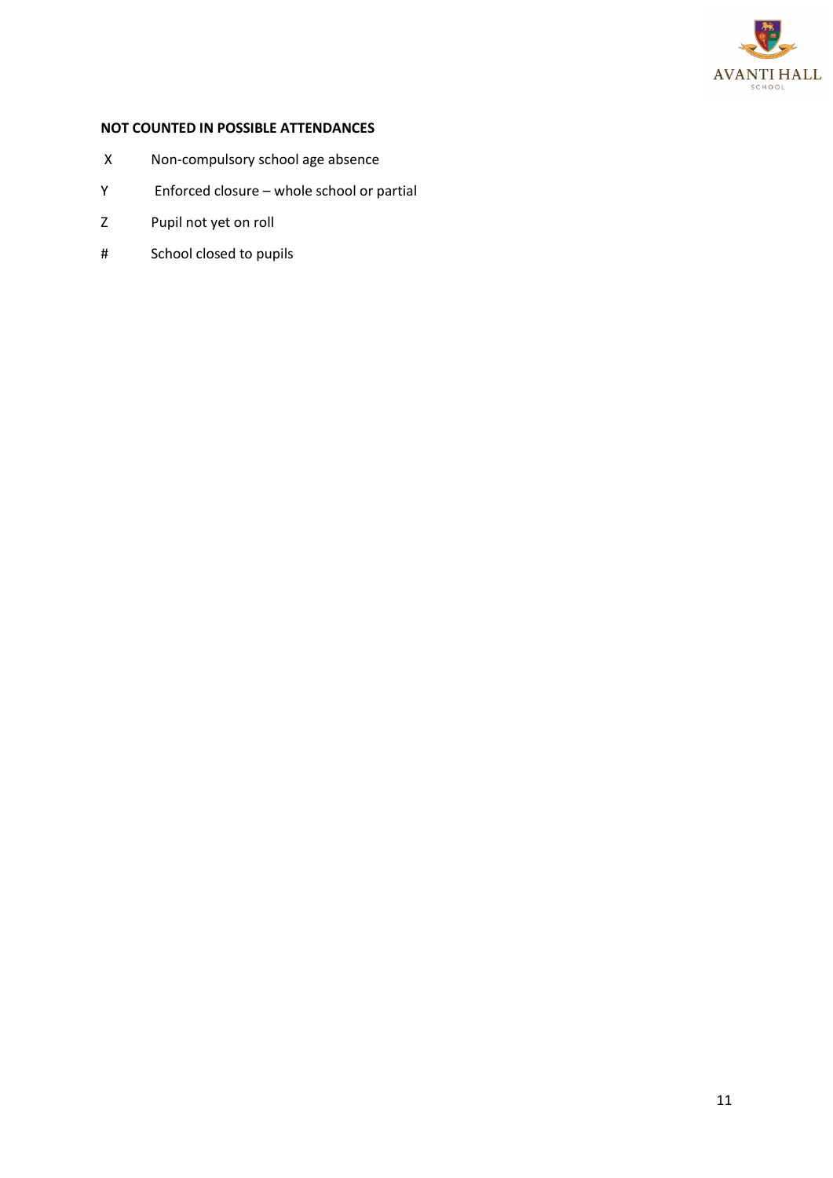**NOT COUNTED IN POSSIBLE ATTENDANCES**

| | |
|---|---|
| X | Non-compulsory school age absence |
| Y | Enforced closure – whole school or partial |
| Z | Pupil not yet on roll |
| # | School closed to pupils |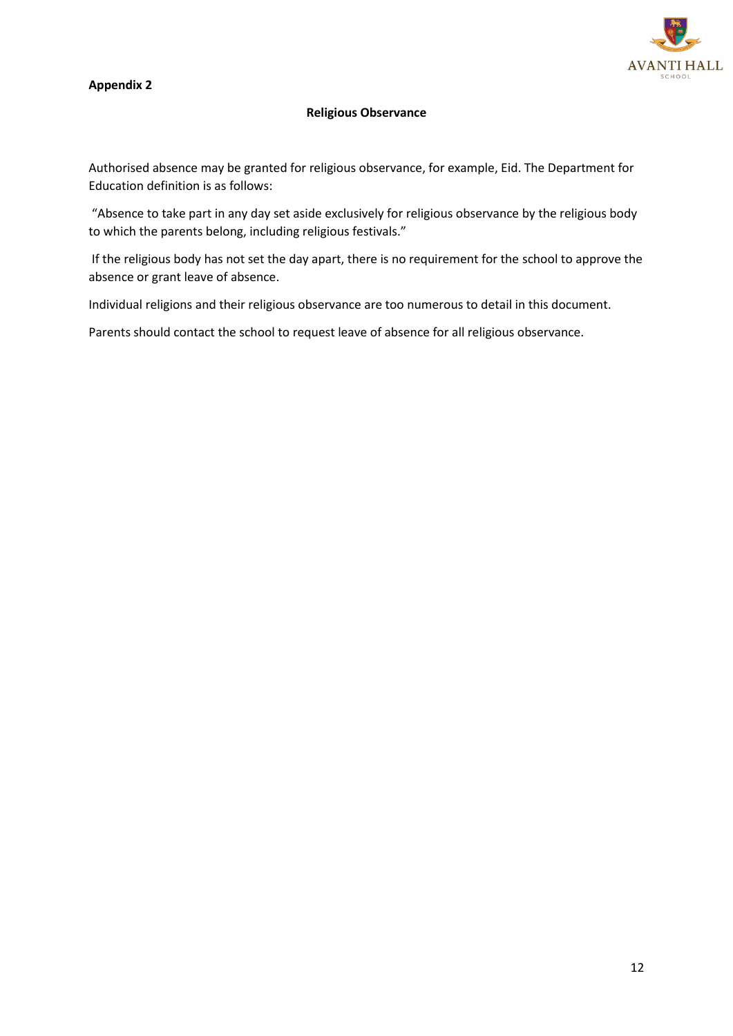**Appendix 2**

## Religious Observance

Authorised absence may be granted for religious observance, for example, Eid. The Department for Education definition is as follows:

"Absence to take part in any day set aside exclusively for religious observance by the religious body to which the parents belong, including religious festivals."

If the religious body has not set the day apart, there is no requirement for the school to approve the absence or grant leave of absence.

Individual religions and their religious observance are too numerous to detail in this document.

Parents should contact the school to request leave of absence for all religious observance.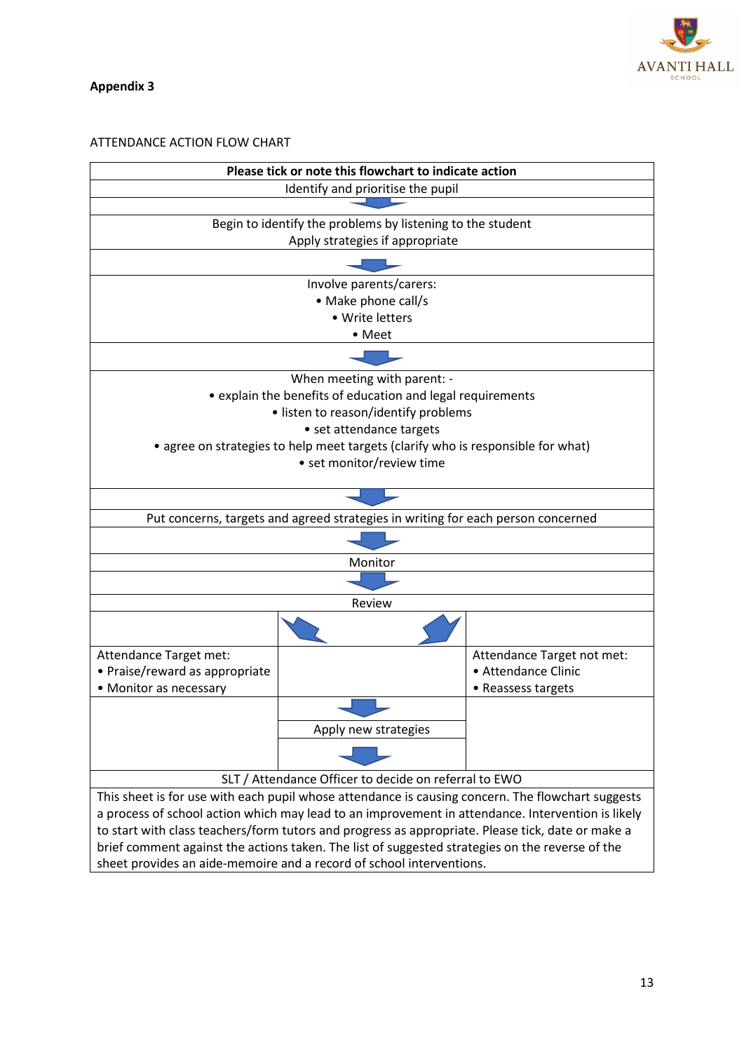**Appendix 3**

ATTENDANCE ACTION FLOW CHART

**Please tick or note this flowchart to indicate action**

Identify and prioritise the pupil

↓

Begin to identify the problems by listening to the student
Apply strategies if appropriate

↓

Involve parents/carers:
- Make phone call/s
- Write letters
- Meet

↓

When meeting with parent: -
- explain the benefits of education and legal requirements
- listen to reason/identify problems
- set attendance targets
- agree on strategies to help meet targets (clarify who is responsible for what)
- set monitor/review time

↓

Put concerns, targets and agreed strategies in writing for each person concerned

↓

Monitor

↓

Review

| Attendance Target met: | | Attendance Target not met: |
|---|---|---|
| • Praise/reward as appropriate<br>• Monitor as necessary | | • Attendance Clinic<br>• Reassess targets |
| | ↓<br>Apply new strategies<br>↓ | |

SLT / Attendance Officer to decide on referral to EWO

This sheet is for use with each pupil whose attendance is causing concern. The flowchart suggests a process of school action which may lead to an improvement in attendance. Intervention is likely to start with class teachers/form tutors and progress as appropriate. Please tick, date or make a brief comment against the actions taken. The list of suggested strategies on the reverse of the sheet provides an aide-memoire and a record of school interventions.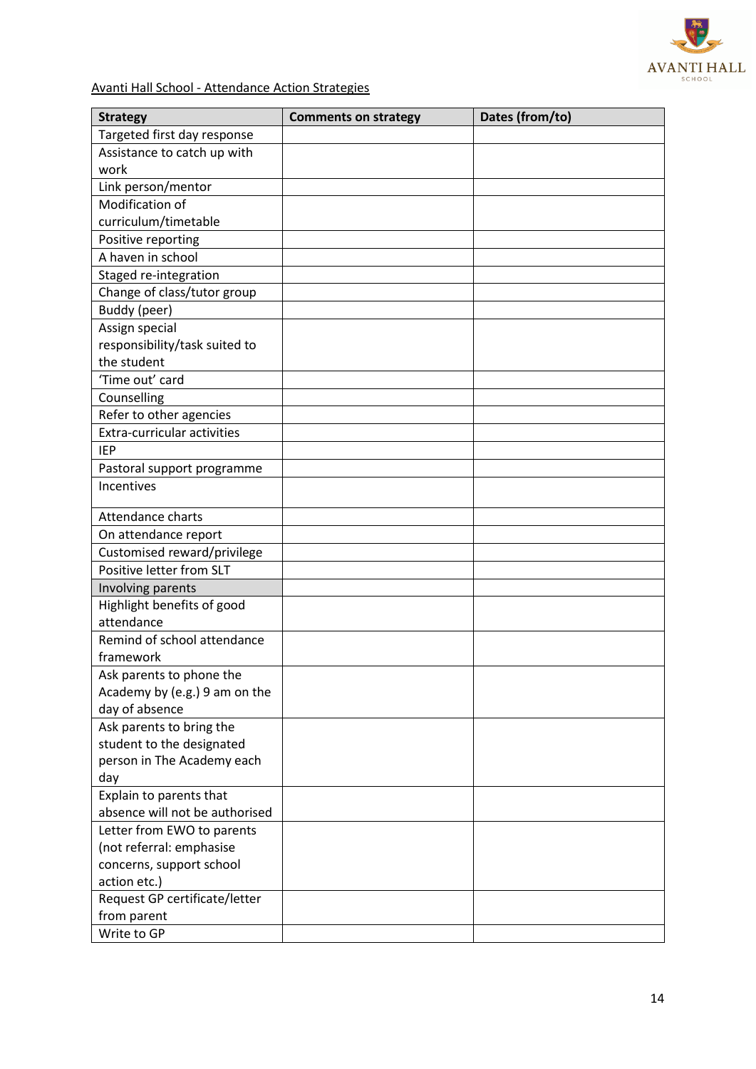Avanti Hall School - Attendance Action Strategies

| Strategy | Comments on strategy | Dates (from/to) |
|---|---|---|
| Targeted first day response | | |
| Assistance to catch up with work | | |
| Link person/mentor | | |
| Modification of curriculum/timetable | | |
| Positive reporting | | |
| A haven in school | | |
| Staged re-integration | | |
| Change of class/tutor group | | |
| Buddy (peer) | | |
| Assign special responsibility/task suited to the student | | |
| 'Time out' card | | |
| Counselling | | |
| Refer to other agencies | | |
| Extra-curricular activities | | |
| IEP | | |
| Pastoral support programme | | |
| Incentives | | |
| Attendance charts | | |
| On attendance report | | |
| Customised reward/privilege | | |
| Positive letter from SLT | | |
| Involving parents | | |
| Highlight benefits of good attendance | | |
| Remind of school attendance framework | | |
| Ask parents to phone the Academy by (e.g.) 9 am on the day of absence | | |
| Ask parents to bring the student to the designated person in The Academy each day | | |
| Explain to parents that absence will not be authorised | | |
| Letter from EWO to parents (not referral: emphasise concerns, support school action etc.) | | |
| Request GP certificate/letter from parent | | |
| Write to GP | | |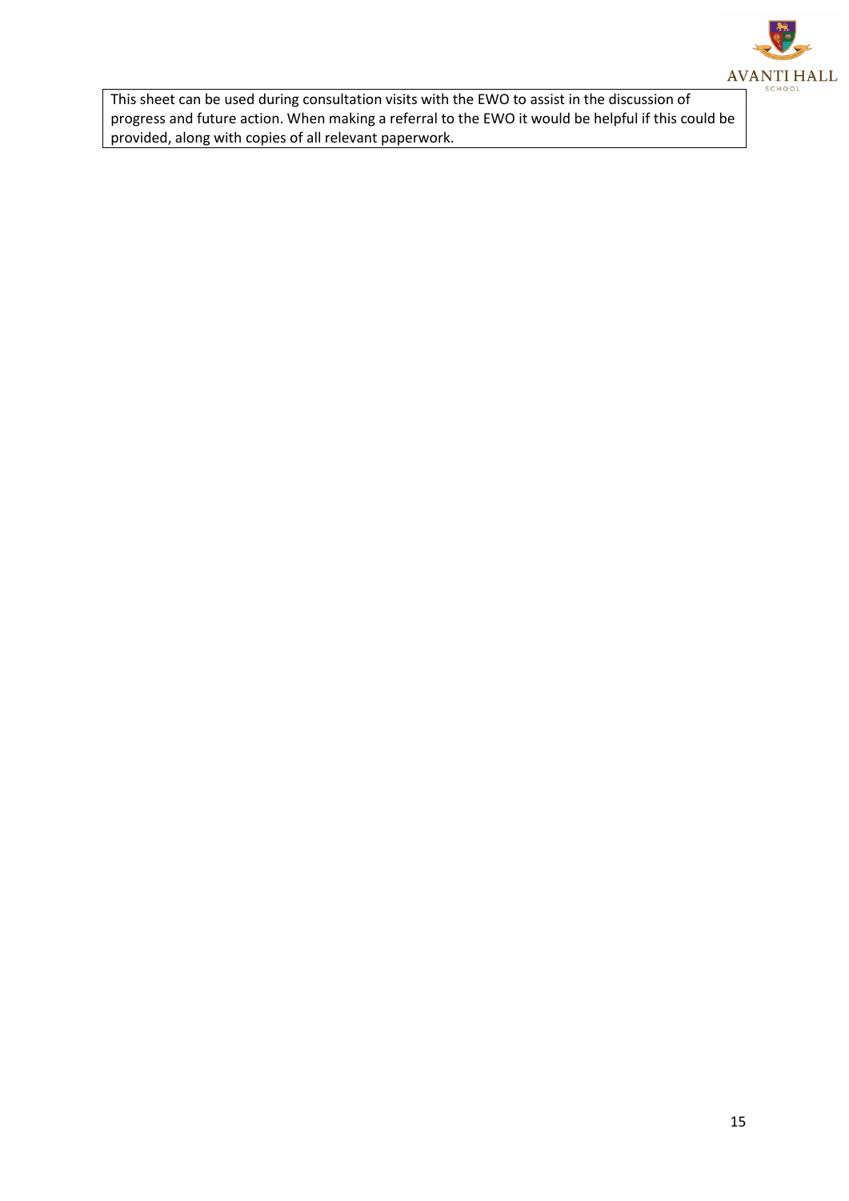This sheet can be used during consultation visits with the EWO to assist in the discussion of progress and future action. When making a referral to the EWO it would be helpful if this could be provided, along with copies of all relevant paperwork.